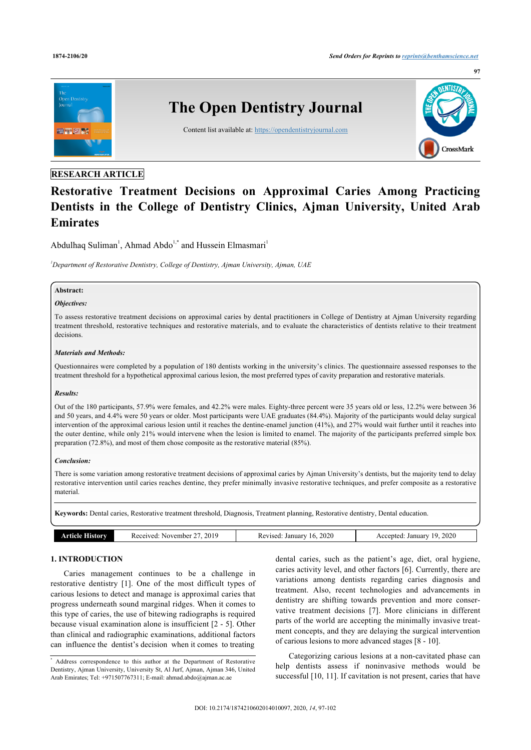RESEARCH ARTICLE

# Restorative Treatment Decisions on Approximal Caries Among Practicing Dentists in the College of Dentistry Clinics, Ajman University, United Arab Emirates

Abdulhaq Suliman[1], Ahmad Abdo[1,*] and Hussein Elmasmari[1]

[1]Department of Restorative Dentistry, College of Dentistry, Ajman University, Ajman, UAE

**Abstract:**

***Objectives:***

To assess restorative treatment decisions on approximal caries by dental practitioners in College of Dentistry at Ajman University regarding treatment threshold, restorative techniques and restorative materials, and to evaluate the characteristics of dentists relative to their treatment decisions.

***Materials and Methods:***

Questionnaires were completed by a population of 180 dentists working in the university's clinics. The questionnaire assessed responses to the treatment threshold for a hypothetical approximal carious lesion, the most preferred types of cavity preparation and restorative materials.

***Results:***

Out of the 180 participants, 57.9% were females, and 42.2% were males. Eighty-three percent were 35 years old or less, 12.2% were between 36 and 50 years, and 4.4% were 50 years or older. Most participants were UAE graduates (84.4%). Majority of the participants would delay surgical intervention of the approximal carious lesion until it reaches the dentine-enamel junction (41%), and 27% would wait further until it reaches into the outer dentine, while only 21% would intervene when the lesion is limited to enamel. The majority of the participants preferred simple box preparation (72.8%), and most of them chose composite as the restorative material (85%).

***Conclusion:***

There is some variation among restorative treatment decisions of approximal caries by Ajman University's dentists, but the majority tend to delay restorative intervention until caries reaches dentine, they prefer minimally invasive restorative techniques, and prefer composite as a restorative material.

**Keywords:** Dental caries, Restorative treatment threshold, Diagnosis, Treatment planning, Restorative dentistry, Dental education.

| Article History | Received: November 27, 2019 | Revised: January 16, 2020 | Accepted: January 19, 2020 |
|---|---|---|---|

## 1. INTRODUCTION

Caries management continues to be a challenge in restorative dentistry [1]. One of the most difficult types of carious lesions to detect and manage is approximal caries that progress underneath sound marginal ridges. When it comes to this type of caries, the use of bitewing radiographs is required because visual examination alone is insufficient [2 - 5]. Other than clinical and radiographic examinations, additional factors can influence the dentist's decision when it comes to treating dental caries, such as the patient's age, diet, oral hygiene, caries activity level, and other factors [6]. Currently, there are variations among dentists regarding caries diagnosis and treatment. Also, recent technologies and advancements in dentistry are shifting towards prevention and more conservative treatment decisions [7]. More clinicians in different parts of the world are accepting the minimally invasive treatment concepts, and they are delaying the surgical intervention of carious lesions to more advanced stages [8 - 10].

Categorizing carious lesions at a non-cavitated phase can help dentists assess if noninvasive methods would be successful [10, 11]. If cavitation is not present, caries that have

[*] Address correspondence to this author at the Department of Restorative Dentistry, Ajman University, University St, Al Jurf, Ajman, Ajman 346, United Arab Emirates; Tel: +971507767311; E-mail: ahmad.abdo@ajman.ac.ae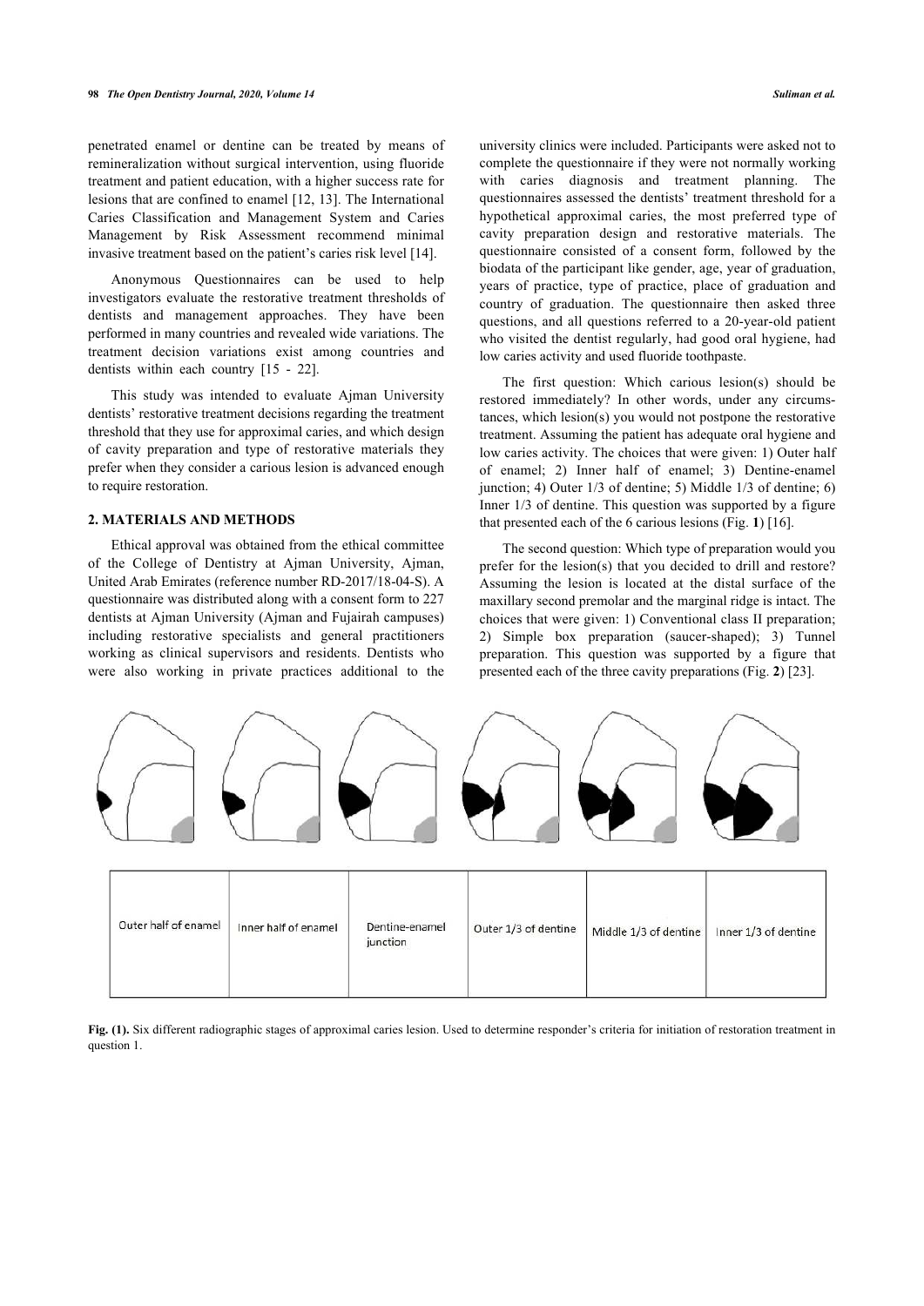penetrated enamel or dentine can be treated by means of remineralization without surgical intervention, using fluoride treatment and patient education, with a higher success rate for lesions that are confined to enamel [12, 13]. The International Caries Classification and Management System and Caries Management by Risk Assessment recommend minimal invasive treatment based on the patient's caries risk level [14].

Anonymous Questionnaires can be used to help investigators evaluate the restorative treatment thresholds of dentists and management approaches. They have been performed in many countries and revealed wide variations. The treatment decision variations exist among countries and dentists within each country [15 - 22].

This study was intended to evaluate Ajman University dentists' restorative treatment decisions regarding the treatment threshold that they use for approximal caries, and which design of cavity preparation and type of restorative materials they prefer when they consider a carious lesion is advanced enough to require restoration.

## 2. MATERIALS AND METHODS

Ethical approval was obtained from the ethical committee of the College of Dentistry at Ajman University, Ajman, United Arab Emirates (reference number RD-2017/18-04-S). A questionnaire was distributed along with a consent form to 227 dentists at Ajman University (Ajman and Fujairah campuses) including restorative specialists and general practitioners working as clinical supervisors and residents. Dentists who were also working in private practices additional to the university clinics were included. Participants were asked not to complete the questionnaire if they were not normally working with caries diagnosis and treatment planning. The questionnaires assessed the dentists' treatment threshold for a hypothetical approximal caries, the most preferred type of cavity preparation design and restorative materials. The questionnaire consisted of a consent form, followed by the biodata of the participant like gender, age, year of graduation, years of practice, type of practice, place of graduation and country of graduation. The questionnaire then asked three questions, and all questions referred to a 20-year-old patient who visited the dentist regularly, had good oral hygiene, had low caries activity and used fluoride toothpaste.

The first question: Which carious lesion(s) should be restored immediately? In other words, under any circumstances, which lesion(s) you would not postpone the restorative treatment. Assuming the patient has adequate oral hygiene and low caries activity. The choices that were given: 1) Outer half of enamel; 2) Inner half of enamel; 3) Dentine-enamel junction; 4) Outer 1/3 of dentine; 5) Middle 1/3 of dentine; 6) Inner 1/3 of dentine. This question was supported by a figure that presented each of the 6 carious lesions (Fig. **1**) [16].

The second question: Which type of preparation would you prefer for the lesion(s) that you decided to drill and restore? Assuming the lesion is located at the distal surface of the maxillary second premolar and the marginal ridge is intact. The choices that were given: 1) Conventional class II preparation; 2) Simple box preparation (saucer-shaped); 3) Tunnel preparation. This question was supported by a figure that presented each of the three cavity preparations (Fig. **2**) [23].

| Outer half of enamel | Inner half of enamel | Dentine-enamel junction | Outer 1/3 of dentine | Middle 1/3 of dentine | Inner 1/3 of dentine |
|---|---|---|---|---|---|

**Fig. (1).** Six different radiographic stages of approximal caries lesion. Used to determine responder's criteria for initiation of restoration treatment in question 1.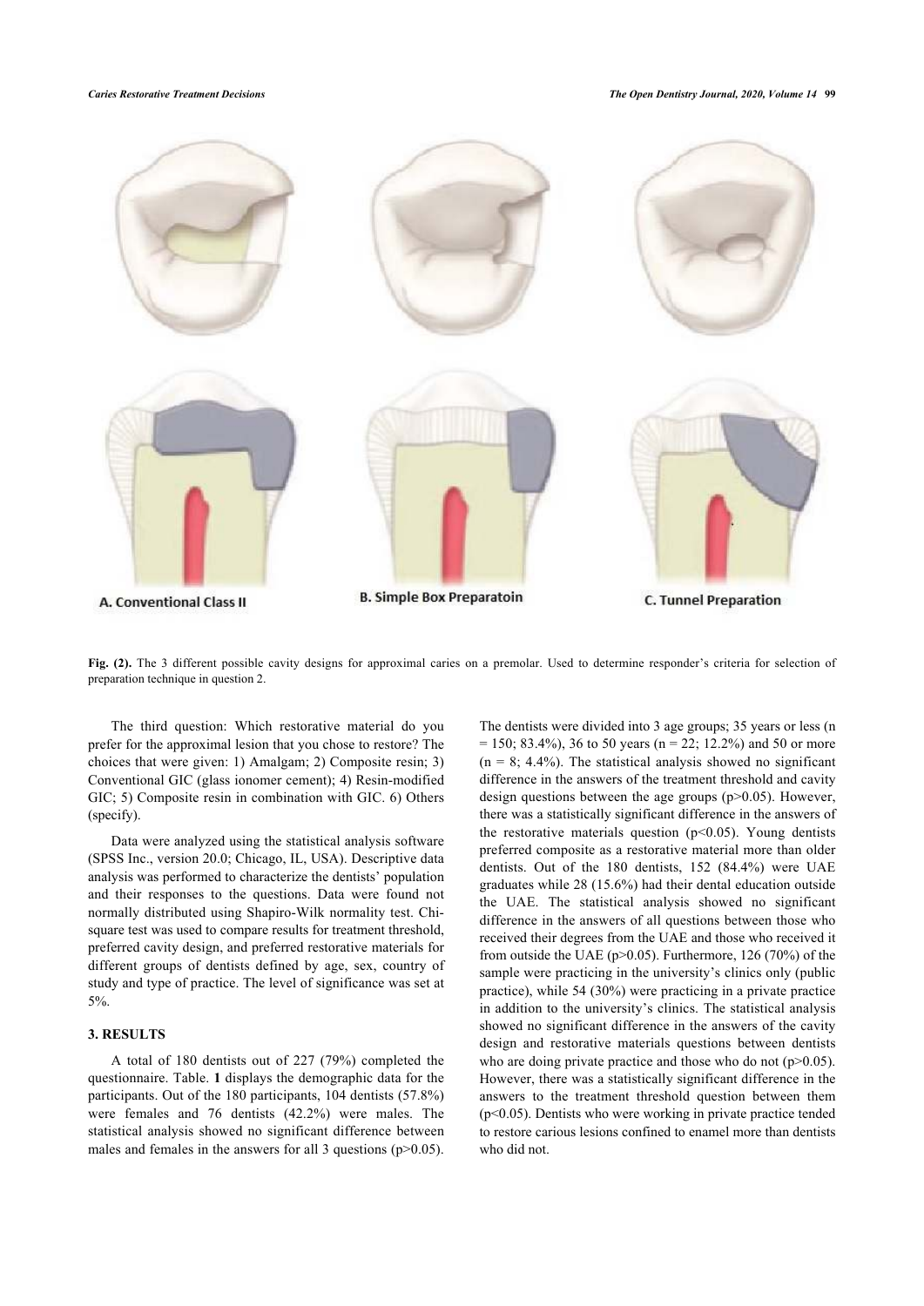A. Conventional Class II

B. Simple Box Preparatoin

C. Tunnel Preparation

**Fig. (2).** The 3 different possible cavity designs for approximal caries on a premolar. Used to determine responder's criteria for selection of preparation technique in question 2.

The third question: Which restorative material do you prefer for the approximal lesion that you chose to restore? The choices that were given: 1) Amalgam; 2) Composite resin; 3) Conventional GIC (glass ionomer cement); 4) Resin-modified GIC; 5) Composite resin in combination with GIC. 6) Others (specify).

Data were analyzed using the statistical analysis software (SPSS Inc., version 20.0; Chicago, IL, USA). Descriptive data analysis was performed to characterize the dentists' population and their responses to the questions. Data were found not normally distributed using Shapiro-Wilk normality test. Chi-square test was used to compare results for treatment threshold, preferred cavity design, and preferred restorative materials for different groups of dentists defined by age, sex, country of study and type of practice. The level of significance was set at 5%.

## 3. RESULTS

A total of 180 dentists out of 227 (79%) completed the questionnaire. Table. **1** displays the demographic data for the participants. Out of the 180 participants, 104 dentists (57.8%) were females and 76 dentists (42.2%) were males. The statistical analysis showed no significant difference between males and females in the answers for all 3 questions ($p>0.05$). The dentists were divided into 3 age groups; 35 years or less (n = 150; 83.4%), 36 to 50 years (n = 22; 12.2%) and 50 or more (n = 8; 4.4%). The statistical analysis showed no significant difference in the answers of the treatment threshold and cavity design questions between the age groups ($p>0.05$). However, there was a statistically significant difference in the answers of the restorative materials question ($p<0.05$). Young dentists preferred composite as a restorative material more than older dentists. Out of the 180 dentists, 152 (84.4%) were UAE graduates while 28 (15.6%) had their dental education outside the UAE. The statistical analysis showed no significant difference in the answers of all questions between those who received their degrees from the UAE and those who received it from outside the UAE ($p>0.05$). Furthermore, 126 (70%) of the sample were practicing in the university's clinics only (public practice), while 54 (30%) were practicing in a private practice in addition to the university's clinics. The statistical analysis showed no significant difference in the answers of the cavity design and restorative materials questions between dentists who are doing private practice and those who do not ($p>0.05$). However, there was a statistically significant difference in the answers to the treatment threshold question between them ($p<0.05$). Dentists who were working in private practice tended to restore carious lesions confined to enamel more than dentists who did not.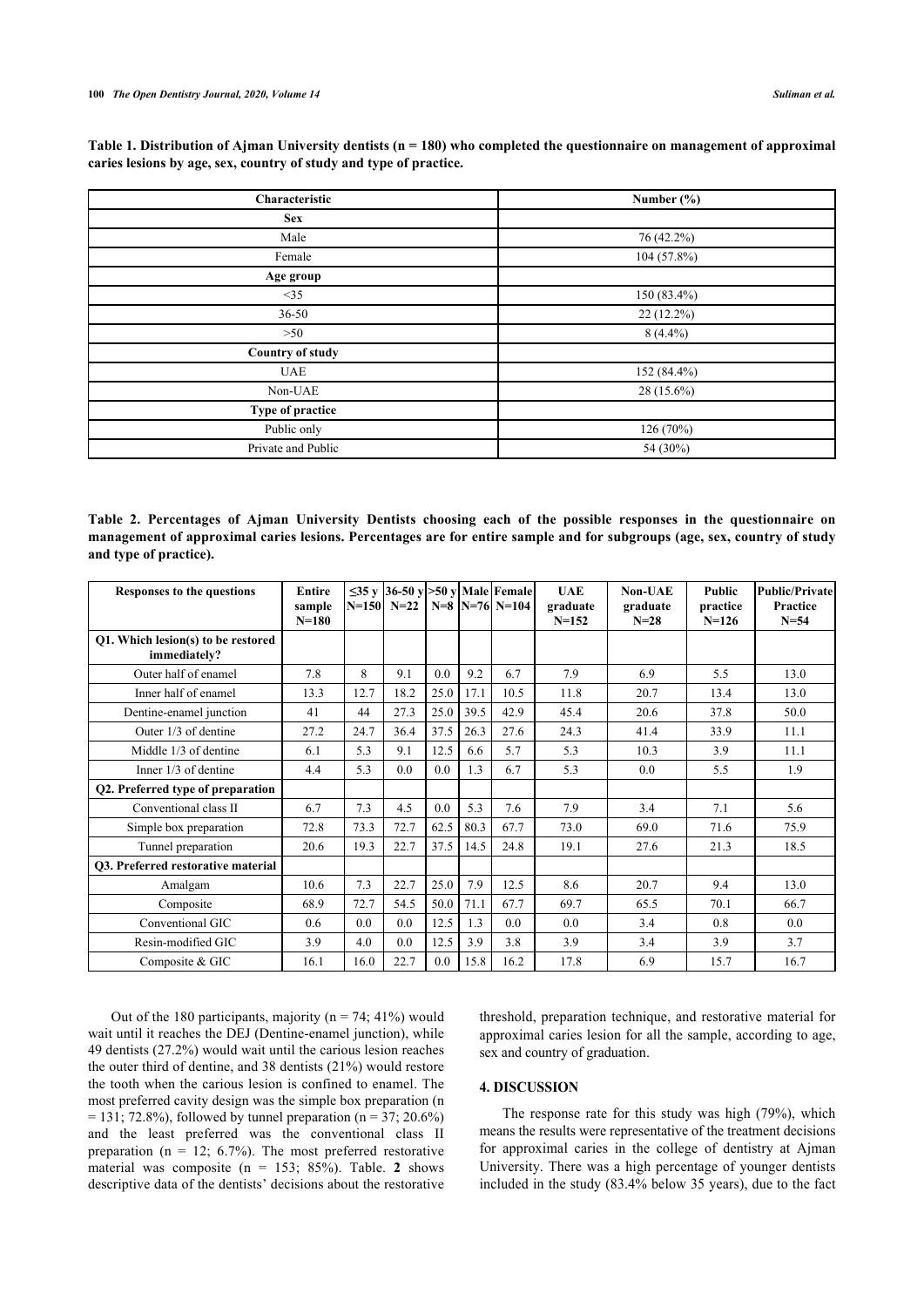**Table 1. Distribution of Ajman University dentists (n = 180) who completed the questionnaire on management of approximal caries lesions by age, sex, country of study and type of practice.**

| Characteristic | Number (%) |
|---|---|
| **Sex** | |
| Male | 76 (42.2%) |
| Female | 104 (57.8%) |
| **Age group** | |
| <35 | 150 (83.4%) |
| 36-50 | 22 (12.2%) |
| >50 | 8 (4.4%) |
| **Country of study** | |
| UAE | 152 (84.4%) |
| Non-UAE | 28 (15.6%) |
| **Type of practice** | |
| Public only | 126 (70%) |
| Private and Public | 54 (30%) |

**Table 2. Percentages of Ajman University Dentists choosing each of the possible responses in the questionnaire on management of approximal caries lesions. Percentages are for entire sample and for subgroups (age, sex, country of study and type of practice).**

| Responses to the questions | Entire sample N=180 | ≤35 y N=150 | 36-50 y N=22 | >50 y N=8 | Male N=76 | Female N=104 | UAE graduate N=152 | Non-UAE graduate N=28 | Public practice N=126 | Public/Private Practice N=54 |
|---|---|---|---|---|---|---|---|---|---|---|
| **Q1. Which lesion(s) to be restored immediately?** | | | | | | | | | | |
| Outer half of enamel | 7.8 | 8 | 9.1 | 0.0 | 9.2 | 6.7 | 7.9 | 6.9 | 5.5 | 13.0 |
| Inner half of enamel | 13.3 | 12.7 | 18.2 | 25.0 | 17.1 | 10.5 | 11.8 | 20.7 | 13.4 | 13.0 |
| Dentine-enamel junction | 41 | 44 | 27.3 | 25.0 | 39.5 | 42.9 | 45.4 | 20.6 | 37.8 | 50.0 |
| Outer 1/3 of dentine | 27.2 | 24.7 | 36.4 | 37.5 | 26.3 | 27.6 | 24.3 | 41.4 | 33.9 | 11.1 |
| Middle 1/3 of dentine | 6.1 | 5.3 | 9.1 | 12.5 | 6.6 | 5.7 | 5.3 | 10.3 | 3.9 | 11.1 |
| Inner 1/3 of dentine | 4.4 | 5.3 | 0.0 | 0.0 | 1.3 | 6.7 | 5.3 | 0.0 | 5.5 | 1.9 |
| **Q2. Preferred type of preparation** | | | | | | | | | | |
| Conventional class II | 6.7 | 7.3 | 4.5 | 0.0 | 5.3 | 7.6 | 7.9 | 3.4 | 7.1 | 5.6 |
| Simple box preparation | 72.8 | 73.3 | 72.7 | 62.5 | 80.3 | 67.7 | 73.0 | 69.0 | 71.6 | 75.9 |
| Tunnel preparation | 20.6 | 19.3 | 22.7 | 37.5 | 14.5 | 24.8 | 19.1 | 27.6 | 21.3 | 18.5 |
| **Q3. Preferred restorative material** | | | | | | | | | | |
| Amalgam | 10.6 | 7.3 | 22.7 | 25.0 | 7.9 | 12.5 | 8.6 | 20.7 | 9.4 | 13.0 |
| Composite | 68.9 | 72.7 | 54.5 | 50.0 | 71.1 | 67.7 | 69.7 | 65.5 | 70.1 | 66.7 |
| Conventional GIC | 0.6 | 0.0 | 0.0 | 12.5 | 1.3 | 0.0 | 0.0 | 3.4 | 0.8 | 0.0 |
| Resin-modified GIC | 3.9 | 4.0 | 0.0 | 12.5 | 3.9 | 3.8 | 3.9 | 3.4 | 3.9 | 3.7 |
| Composite & GIC | 16.1 | 16.0 | 22.7 | 0.0 | 15.8 | 16.2 | 17.8 | 6.9 | 15.7 | 16.7 |

Out of the 180 participants, majority (n = 74; 41%) would wait until it reaches the DEJ (Dentine-enamel junction), while 49 dentists (27.2%) would wait until the carious lesion reaches the outer third of dentine, and 38 dentists (21%) would restore the tooth when the carious lesion is confined to enamel. The most preferred cavity design was the simple box preparation (n = 131; 72.8%), followed by tunnel preparation (n = 37; 20.6%) and the least preferred was the conventional class II preparation (n = 12; 6.7%). The most preferred restorative material was composite (n = 153; 85%). Table. **2** shows descriptive data of the dentists' decisions about the restorative threshold, preparation technique, and restorative material for approximal caries lesion for all the sample, according to age, sex and country of graduation.

## 4. DISCUSSION

The response rate for this study was high (79%), which means the results were representative of the treatment decisions for approximal caries in the college of dentistry at Ajman University. There was a high percentage of younger dentists included in the study (83.4% below 35 years), due to the fact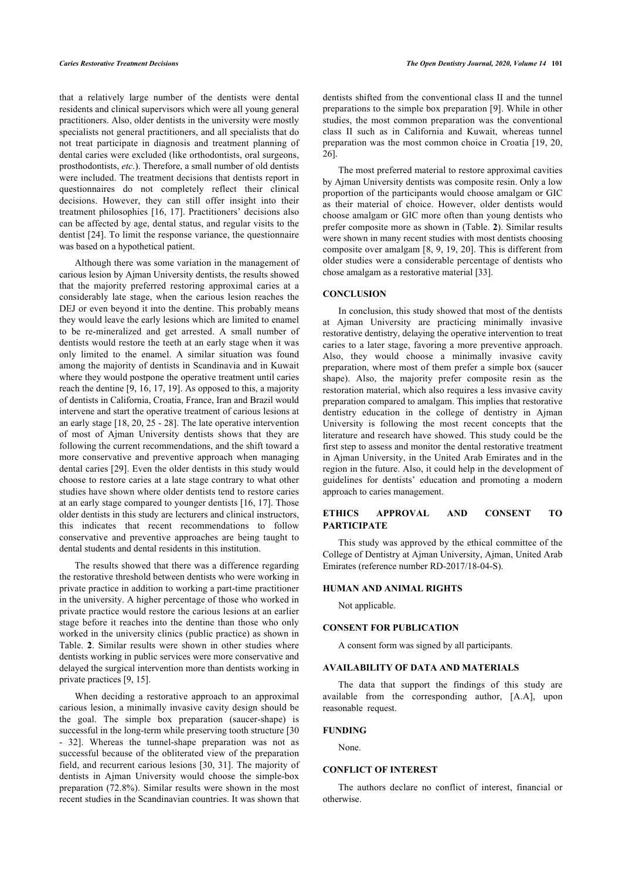that a relatively large number of the dentists were dental residents and clinical supervisors which were all young general practitioners. Also, older dentists in the university were mostly specialists not general practitioners, and all specialists that do not treat participate in diagnosis and treatment planning of dental caries were excluded (like orthodontists, oral surgeons, prosthodontists, *etc*.). Therefore, a small number of old dentists were included. The treatment decisions that dentists report in questionnaires do not completely reflect their clinical decisions. However, they can still offer insight into their treatment philosophies [16, 17]. Practitioners' decisions also can be affected by age, dental status, and regular visits to the dentist [24]. To limit the response variance, the questionnaire was based on a hypothetical patient.

Although there was some variation in the management of carious lesion by Ajman University dentists, the results showed that the majority preferred restoring approximal caries at a considerably late stage, when the carious lesion reaches the DEJ or even beyond it into the dentine. This probably means they would leave the early lesions which are limited to enamel to be re-mineralized and get arrested. A small number of dentists would restore the teeth at an early stage when it was only limited to the enamel. A similar situation was found among the majority of dentists in Scandinavia and in Kuwait where they would postpone the operative treatment until caries reach the dentine [9, 16, 17, 19]. As opposed to this, a majority of dentists in California, Croatia, France, Iran and Brazil would intervene and start the operative treatment of carious lesions at an early stage [18, 20, 25 - 28]. The late operative intervention of most of Ajman University dentists shows that they are following the current recommendations, and the shift toward a more conservative and preventive approach when managing dental caries [29]. Even the older dentists in this study would choose to restore caries at a late stage contrary to what other studies have shown where older dentists tend to restore caries at an early stage compared to younger dentists [16, 17]. Those older dentists in this study are lecturers and clinical instructors, this indicates that recent recommendations to follow conservative and preventive approaches are being taught to dental students and dental residents in this institution.

The results showed that there was a difference regarding the restorative threshold between dentists who were working in private practice in addition to working a part-time practitioner in the university. A higher percentage of those who worked in private practice would restore the carious lesions at an earlier stage before it reaches into the dentine than those who only worked in the university clinics (public practice) as shown in Table. **2**. Similar results were shown in other studies where dentists working in public services were more conservative and delayed the surgical intervention more than dentists working in private practices [9, 15].

When deciding a restorative approach to an approximal carious lesion, a minimally invasive cavity design should be the goal. The simple box preparation (saucer-shape) is successful in the long-term while preserving tooth structure [30 - 32]. Whereas the tunnel-shape preparation was not as successful because of the obliterated view of the preparation field, and recurrent carious lesions [30, 31]. The majority of dentists in Ajman University would choose the simple-box preparation (72.8%). Similar results were shown in the most recent studies in the Scandinavian countries. It was shown that dentists shifted from the conventional class II and the tunnel preparations to the simple box preparation [9]. While in other studies, the most common preparation was the conventional class II such as in California and Kuwait, whereas tunnel preparation was the most common choice in Croatia [19, 20, 26].

The most preferred material to restore approximal cavities by Ajman University dentists was composite resin. Only a low proportion of the participants would choose amalgam or GIC as their material of choice. However, older dentists would choose amalgam or GIC more often than young dentists who prefer composite more as shown in (Table. **2**). Similar results were shown in many recent studies with most dentists choosing composite over amalgam [8, 9, 19, 20]. This is different from older studies were a considerable percentage of dentists who chose amalgam as a restorative material [33].

## CONCLUSION

In conclusion, this study showed that most of the dentists at Ajman University are practicing minimally invasive restorative dentistry, delaying the operative intervention to treat caries to a later stage, favoring a more preventive approach. Also, they would choose a minimally invasive cavity preparation, where most of them prefer a simple box (saucer shape). Also, the majority prefer composite resin as the restoration material, which also requires a less invasive cavity preparation compared to amalgam. This implies that restorative dentistry education in the college of dentistry in Ajman University is following the most recent concepts that the literature and research have showed. This study could be the first step to assess and monitor the dental restorative treatment in Ajman University, in the United Arab Emirates and in the region in the future. Also, it could help in the development of guidelines for dentists' education and promoting a modern approach to caries management.

## ETHICS APPROVAL AND CONSENT TO PARTICIPATE

This study was approved by the ethical committee of the College of Dentistry at Ajman University, Ajman, United Arab Emirates (reference number RD-2017/18-04-S).

## HUMAN AND ANIMAL RIGHTS

Not applicable.

## CONSENT FOR PUBLICATION

A consent form was signed by all participants.

## AVAILABILITY OF DATA AND MATERIALS

The data that support the findings of this study are available from the corresponding author, [A.A], upon reasonable request.

## FUNDING

None.

## CONFLICT OF INTEREST

The authors declare no conflict of interest, financial or otherwise.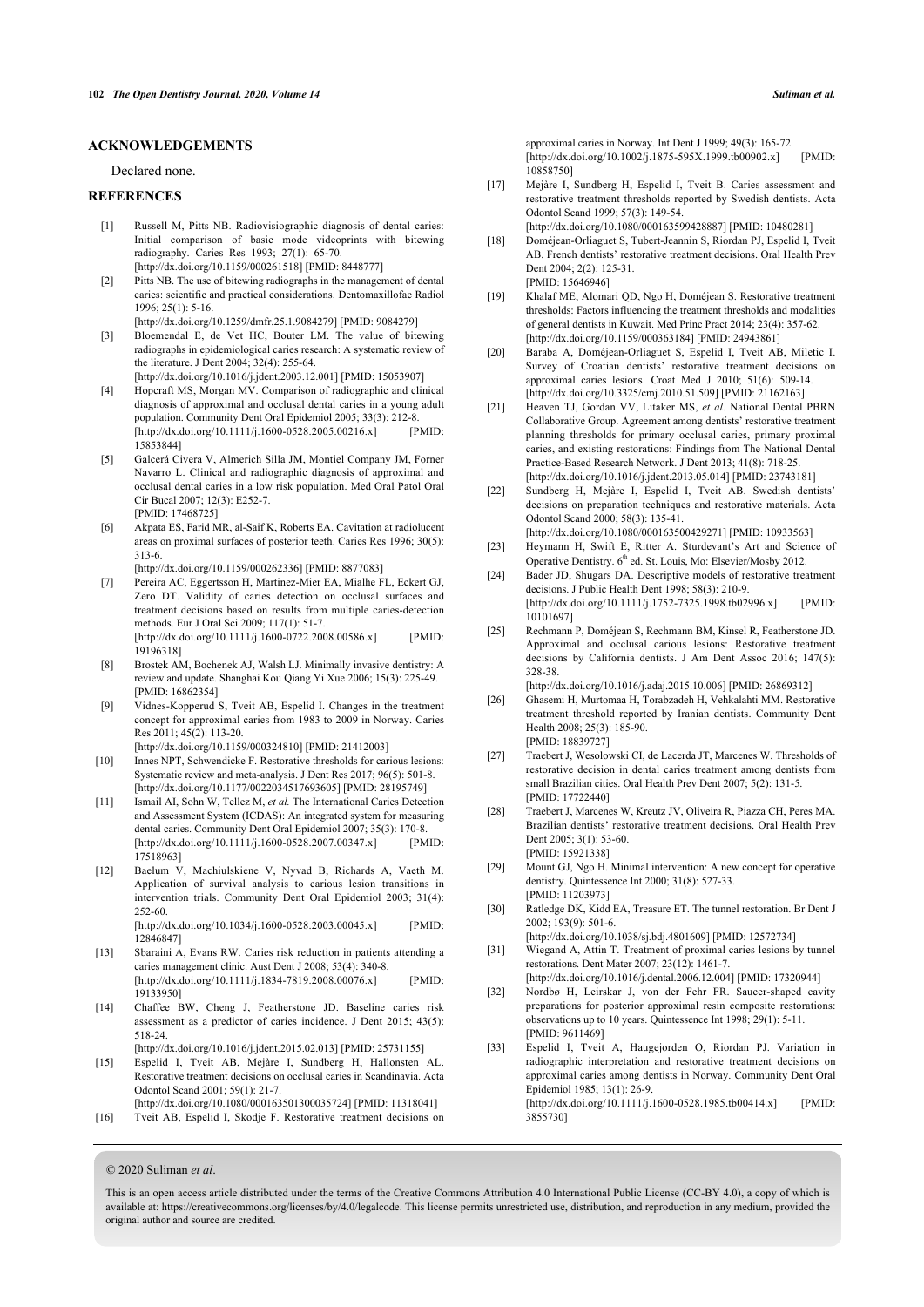## ACKNOWLEDGEMENTS

Declared none.

## REFERENCES

[1] Russell M, Pitts NB. Radiovisiographic diagnosis of dental caries: Initial comparison of basic mode videoprints with bitewing radiography. Caries Res 1993; 27(1): 65-70. [http://dx.doi.org/10.1159/000261518] [PMID: 8448777]

[2] Pitts NB. The use of bitewing radiographs in the management of dental caries: scientific and practical considerations. Dentomaxillofac Radiol 1996; 25(1): 5-16. [http://dx.doi.org/10.1259/dmfr.25.1.9084279] [PMID: 9084279]

[3] Bloemendal E, de Vet HC, Bouter LM. The value of bitewing radiographs in epidemiological caries research: A systematic review of the literature. J Dent 2004; 32(4): 255-64. [http://dx.doi.org/10.1016/j.jdent.2003.12.001] [PMID: 15053907]

[4] Hopcraft MS, Morgan MV. Comparison of radiographic and clinical diagnosis of approximal and occlusal dental caries in a young adult population. Community Dent Oral Epidemiol 2005; 33(3): 212-8. [http://dx.doi.org/10.1111/j.1600-0528.2005.00216.x] [PMID: 15853844]

[5] Galcerá Civera V, Almerich Silla JM, Montiel Company JM, Forner Navarro L. Clinical and radiographic diagnosis of approximal and occlusal dental caries in a low risk population. Med Oral Patol Oral Cir Bucal 2007; 12(3): E252-7. [PMID: 17468725]

[6] Akpata ES, Farid MR, al-Saif K, Roberts EA. Cavitation at radiolucent areas on proximal surfaces of posterior teeth. Caries Res 1996; 30(5): 313-6. [http://dx.doi.org/10.1159/000262336] [PMID: 8877083]

[7] Pereira AC, Eggertsson H, Martinez-Mier EA, Mialhe FL, Eckert GJ, Zero DT. Validity of caries detection on occlusal surfaces and treatment decisions based on results from multiple caries-detection methods. Eur J Oral Sci 2009; 117(1): 51-7. [http://dx.doi.org/10.1111/j.1600-0722.2008.00586.x] [PMID: 19196318]

[8] Brostek AM, Bochenek AJ, Walsh LJ. Minimally invasive dentistry: A review and update. Shanghai Kou Qiang Yi Xue 2006; 15(3): 225-49. [PMID: 16862354]

[9] Vidnes-Kopperud S, Tveit AB, Espelid I. Changes in the treatment concept for approximal caries from 1983 to 2009 in Norway. Caries Res 2011; 45(2): 113-20. [http://dx.doi.org/10.1159/000324810] [PMID: 21412003]

[10] Innes NPT, Schwendicke F. Restorative thresholds for carious lesions: Systematic review and meta-analysis. J Dent Res 2017; 96(5): 501-8. [http://dx.doi.org/10.1177/0022034517693605] [PMID: 28195749]

[11] Ismail AI, Sohn W, Tellez M, *et al.* The International Caries Detection and Assessment System (ICDAS): An integrated system for measuring dental caries. Community Dent Oral Epidemiol 2007; 35(3): 170-8. [http://dx.doi.org/10.1111/j.1600-0528.2007.00347.x] [PMID: 17518963]

[12] Baelum V, Machiulskiene V, Nyvad B, Richards A, Vaeth M. Application of survival analysis to carious lesion transitions in intervention trials. Community Dent Oral Epidemiol 2003; 31(4): 252-60. [http://dx.doi.org/10.1034/j.1600-0528.2003.00045.x] [PMID: 12846847]

[13] Sbaraini A, Evans RW. Caries risk reduction in patients attending a caries management clinic. Aust Dent J 2008; 53(4): 340-8. [http://dx.doi.org/10.1111/j.1834-7819.2008.00076.x] [PMID: 19133950]

[14] Chaffee BW, Cheng J, Featherstone JD. Baseline caries risk assessment as a predictor of caries incidence. J Dent 2015; 43(5): 518-24. [http://dx.doi.org/10.1016/j.jdent.2015.02.013] [PMID: 25731155]

[15] Espelid I, Tveit AB, Mejàre I, Sundberg H, Hallonsten AL. Restorative treatment decisions on occlusal caries in Scandinavia. Acta Odontol Scand 2001; 59(1): 21-7. [http://dx.doi.org/10.1080/000163501300035724] [PMID: 11318041]

[16] Tveit AB, Espelid I, Skodje F. Restorative treatment decisions on approximal caries in Norway. Int Dent J 1999; 49(3): 165-72. [http://dx.doi.org/10.1002/j.1875-595X.1999.tb00902.x] [PMID: 10858750]

[17] Mejàre I, Sundberg H, Espelid I, Tveit B. Caries assessment and restorative treatment thresholds reported by Swedish dentists. Acta Odontol Scand 1999; 57(3): 149-54. [http://dx.doi.org/10.1080/000163599428887] [PMID: 10480281]

[18] Doméjean-Orliaguet S, Tubert-Jeannin S, Riordan PJ, Espelid I, Tveit AB. French dentists' restorative treatment decisions. Oral Health Prev Dent 2004; 2(2): 125-31. [PMID: 15646946]

[19] Khalaf ME, Alomari QD, Ngo H, Doméjean S. Restorative treatment thresholds: Factors influencing the treatment thresholds and modalities of general dentists in Kuwait. Med Princ Pract 2014; 23(4): 357-62. [http://dx.doi.org/10.1159/000363184] [PMID: 24943861]

[20] Baraba A, Doméjean-Orliaguet S, Espelid I, Tveit AB, Miletic I. Survey of Croatian dentists' restorative treatment decisions on approximal caries lesions. Croat Med J 2010; 51(6): 509-14. [http://dx.doi.org/10.3325/cmj.2010.51.509] [PMID: 21162163]

[21] Heaven TJ, Gordan VV, Litaker MS, *et al.* National Dental PBRN Collaborative Group. Agreement among dentists' restorative treatment planning thresholds for primary occlusal caries, primary proximal caries, and existing restorations: Findings from The National Dental Practice-Based Research Network. J Dent 2013; 41(8): 718-25. [http://dx.doi.org/10.1016/j.jdent.2013.05.014] [PMID: 23743181]

[22] Sundberg H, Mejàre I, Espelid I, Tveit AB. Swedish dentists' decisions on preparation techniques and restorative materials. Acta Odontol Scand 2000; 58(3): 135-41. [http://dx.doi.org/10.1080/000163500429271] [PMID: 10933563]

[23] Heymann H, Swift E, Ritter A. Sturdevant's Art and Science of Operative Dentistry. 6th ed. St. Louis, Mo: Elsevier/Mosby 2012.

[24] Bader JD, Shugars DA. Descriptive models of restorative treatment decisions. J Public Health Dent 1998; 58(3): 210-9. [http://dx.doi.org/10.1111/j.1752-7325.1998.tb02996.x] [PMID: 10101697]

[25] Rechmann P, Doméjean S, Rechmann BM, Kinsel R, Featherstone JD. Approximal and occlusal carious lesions: Restorative treatment decisions by California dentists. J Am Dent Assoc 2016; 147(5): 328-38. [http://dx.doi.org/10.1016/j.adaj.2015.10.006] [PMID: 26869312]

[26] Ghasemi H, Murtomaa H, Torabzadeh H, Vehkalahti MM. Restorative treatment threshold reported by Iranian dentists. Community Dent Health 2008; 25(3): 185-90. [PMID: 18839727]

[27] Traebert J, Wesolowski CI, de Lacerda JT, Marcenes W. Thresholds of restorative decision in dental caries treatment among dentists from small Brazilian cities. Oral Health Prev Dent 2007; 5(2): 131-5. [PMID: 17722440]

[28] Traebert J, Marcenes W, Kreutz JV, Oliveira R, Piazza CH, Peres MA. Brazilian dentists' restorative treatment decisions. Oral Health Prev Dent 2005; 3(1): 53-60. [PMID: 15921338]

[29] Mount GJ, Ngo H. Minimal intervention: A new concept for operative dentistry. Quintessence Int 2000; 31(8): 527-33. [PMID: 11203973]

[30] Ratledge DK, Kidd EA, Treasure ET. The tunnel restoration. Br Dent J 2002; 193(9): 501-6. [http://dx.doi.org/10.1038/sj.bdj.4801609] [PMID: 12572734]

[31] Wiegand A, Attin T. Treatment of proximal caries lesions by tunnel restorations. Dent Mater 2007; 23(12): 1461-7. [http://dx.doi.org/10.1016/j.dental.2006.12.004] [PMID: 17320944]

[32] Nordbø H, Leirskar J, von der Fehr FR. Saucer-shaped cavity preparations for posterior approximal resin composite restorations: observations up to 10 years. Quintessence Int 1998; 29(1): 5-11. [PMID: 9611469]

[33] Espelid I, Tveit A, Haugejorden O, Riordan PJ. Variation in radiographic interpretation and restorative treatment decisions on approximal caries among dentists in Norway. Community Dent Oral Epidemiol 1985; 13(1): 26-9. [http://dx.doi.org/10.1111/j.1600-0528.1985.tb00414.x] [PMID: 3855730]

© 2020 Suliman *et al*.

This is an open access article distributed under the terms of the Creative Commons Attribution 4.0 International Public License (CC-BY 4.0), a copy of which is available at: https://creativecommons.org/licenses/by/4.0/legalcode. This license permits unrestricted use, distribution, and reproduction in any medium, provided the original author and source are credited.